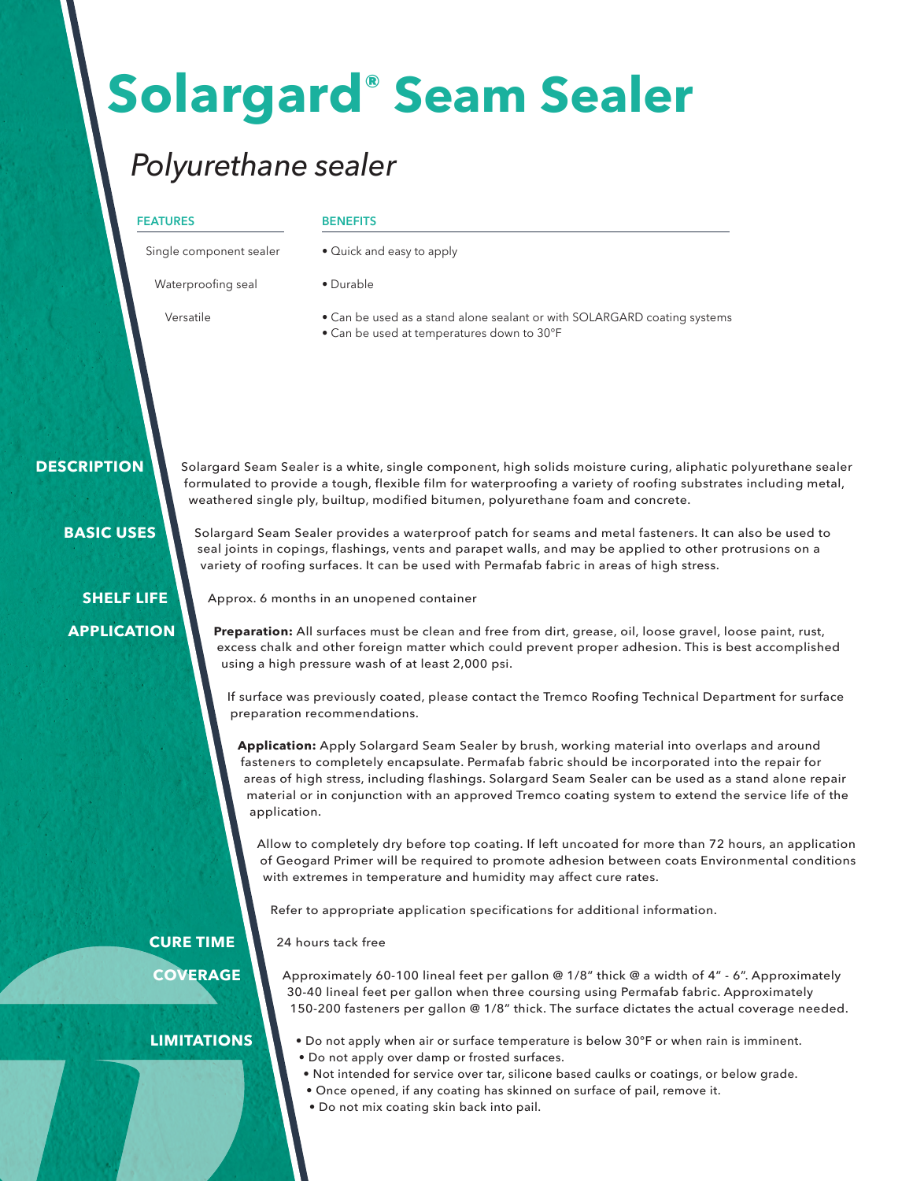# Solargard® Seam Sealer

## *Polyurethane sealer*

| FEATURES | BENEFITS |
| --- | --- |
| Single component sealer | • Quick and easy to apply |
| Waterproofing seal | • Durable |
| Versatile | • Can be used as a stand alone sealant or with SOLARGARD coating systems<br>• Can be used at temperatures down to 30°F |

### DESCRIPTION

Solargard Seam Sealer is a white, single component, high solids moisture curing, aliphatic polyurethane sealer formulated to provide a tough, flexible film for waterproofing a variety of roofing substrates including metal, weathered single ply, builtup, modified bitumen, polyurethane foam and concrete.

### BASIC USES

Solargard Seam Sealer provides a waterproof patch for seams and metal fasteners. It can also be used to seal joints in copings, flashings, vents and parapet walls, and may be applied to other protrusions on a variety of roofing surfaces. It can be used with Permafab fabric in areas of high stress.

### SHELF LIFE

Approx. 6 months in an unopened container

### APPLICATION

**Preparation:** All surfaces must be clean and free from dirt, grease, oil, loose gravel, loose paint, rust, excess chalk and other foreign matter which could prevent proper adhesion. This is best accomplished using a high pressure wash of at least 2,000 psi.

If surface was previously coated, please contact the Tremco Roofing Technical Department for surface preparation recommendations.

**Application:** Apply Solargard Seam Sealer by brush, working material into overlaps and around fasteners to completely encapsulate. Permafab fabric should be incorporated into the repair for areas of high stress, including flashings. Solargard Seam Sealer can be used as a stand alone repair material or in conjunction with an approved Tremco coating system to extend the service life of the application.

Allow to completely dry before top coating. If left uncoated for more than 72 hours, an application of Geogard Primer will be required to promote adhesion between coats Environmental conditions with extremes in temperature and humidity may affect cure rates.

Refer to appropriate application specifications for additional information.

### CURE TIME

24 hours tack free

### COVERAGE

Approximately 60-100 lineal feet per gallon @ 1/8" thick @ a width of 4" - 6". Approximately 30-40 lineal feet per gallon when three coursing using Permafab fabric. Approximately 150-200 fasteners per gallon @ 1/8" thick. The surface dictates the actual coverage needed.

### LIMITATIONS

- Do not apply when air or surface temperature is below 30°F or when rain is imminent.
- Do not apply over damp or frosted surfaces.
- Not intended for service over tar, silicone based caulks or coatings, or below grade.
- Once opened, if any coating has skinned on surface of pail, remove it.
- Do not mix coating skin back into pail.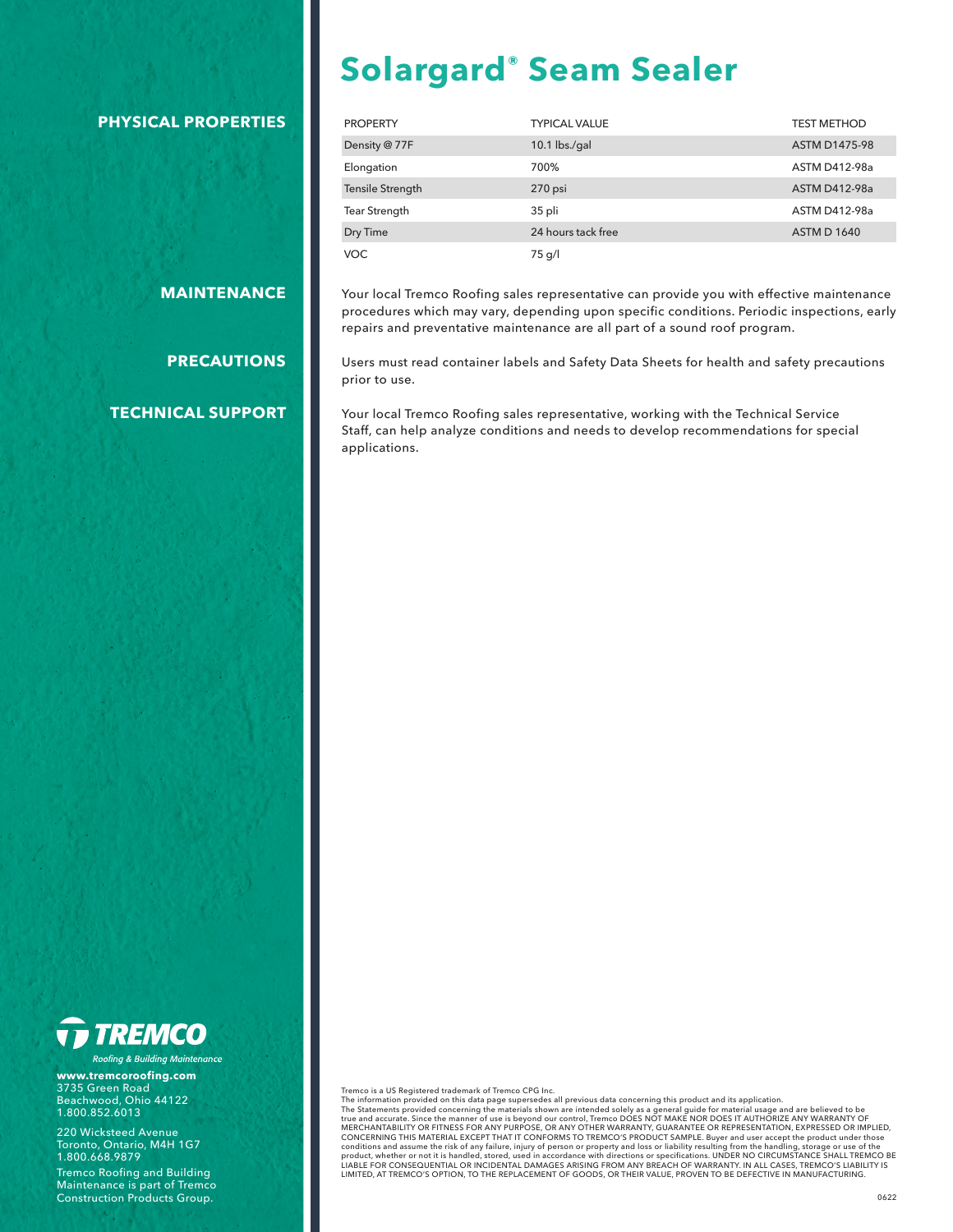# Solargard® Seam Sealer

## PHYSICAL PROPERTIES

| PROPERTY | TYPICAL VALUE | TEST METHOD |
|---|---|---|
| Density @ 77F | 10.1 lbs./gal | ASTM D1475-98 |
| Elongation | 700% | ASTM D412-98a |
| Tensile Strength | 270 psi | ASTM D412-98a |
| Tear Strength | 35 pli | ASTM D412-98a |
| Dry Time | 24 hours tack free | ASTM D 1640 |
| VOC | 75 g/l | |

## MAINTENANCE

Your local Tremco Roofing sales representative can provide you with effective maintenance procedures which may vary, depending upon specific conditions. Periodic inspections, early repairs and preventative maintenance are all part of a sound roof program.

## PRECAUTIONS

Users must read container labels and Safety Data Sheets for health and safety precautions prior to use.

## TECHNICAL SUPPORT

Your local Tremco Roofing sales representative, working with the Technical Service Staff, can help analyze conditions and needs to develop recommendations for special applications.

TREMCO
*Roofing & Building Maintenance*

**www.tremcoroofing.com**
3735 Green Road
Beachwood, Ohio 44122
1.800.852.6013

220 Wicksteed Avenue
Toronto, Ontario, M4H 1G7
1.800.668.9879

Tremco Roofing and Building Maintenance is part of Tremco Construction Products Group.

Tremco is a US Registered trademark of Tremco CPG Inc.
The information provided on this data page supersedes all previous data concerning this product and its application.
The Statements provided concerning the materials shown are intended solely as a general guide for material usage and are believed to be true and accurate. Since the manner of use is beyond our control, Tremco DOES NOT MAKE NOR DOES IT AUTHORIZE ANY WARRANTY OF MERCHANTABILITY OR FITNESS FOR ANY PURPOSE, OR ANY OTHER WARRANTY, GUARANTEE OR REPRESENTATION, EXPRESSED OR IMPLIED, CONCERNING THIS MATERIAL EXCEPT THAT IT CONFORMS TO TREMCO'S PRODUCT SAMPLE. Buyer and user accept the product under those conditions and assume the risk of any failure, injury of person or property and loss or liability resulting from the handling, storage or use of the product, whether or not it is handled, stored, used in accordance with directions or specifications. UNDER NO CIRCUMSTANCE SHALL TREMCO BE LIABLE FOR CONSEQUENTIAL OR INCIDENTAL DAMAGES ARISING FROM ANY BREACH OF WARRANTY. IN ALL CASES, TREMCO'S LIABILITY IS LIMITED, AT TREMCO'S OPTION, TO THE REPLACEMENT OF GOODS, OR THEIR VALUE, PROVEN TO BE DEFECTIVE IN MANUFACTURING.

0622